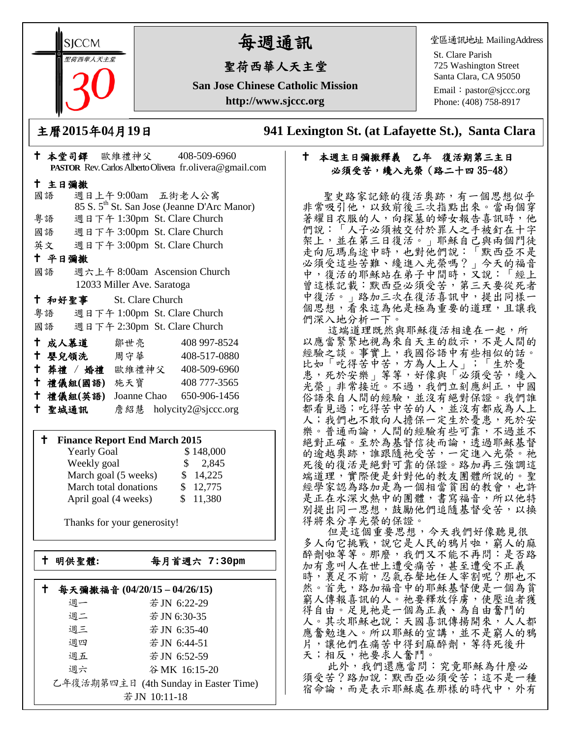SJCCM
聖荷西華人天主堂
30

# 每週通訊

## 聖荷西華人天主堂

**San Jose Chinese Catholic Mission**

**http://www.sjccc.org**

堂區通訊地址 MailingAddress

St. Clare Parish
725 Washington Street
Santa Clara, CA 95050
Email：pastor@sjccc.org
Phone: (408) 758-8917

**主曆2015年04月19日**　　**941 Lexington St. (at Lafayette St.), Santa Clara**

✝ **本堂司鐸** 歐維禮神父 408-509-6960
**PASTOR** Rev. Carlos Alberto Olivera fr.olivera@gmail.com

✝ **主日彌撒**

國語 週日上午 9:00am 五街老人公寓
85 S. 5th St. San Jose (Jeanne D'Arc Manor)

粵語 週日下午 1:30pm St. Clare Church

國語 週日下午 3:00pm St. Clare Church

英文 週日下午 3:00pm St. Clare Church

✝ **平日彌撒**

國語 週六上午 8:00am Ascension Church
12033 Miller Ave. Saratoga

✝ **和好聖事** St. Clare Church

粵語 週日下午 1:00pm St. Clare Church

國語 週日下午 2:30pm St. Clare Church

✝ **成人慕道** 鄒世亮 408 997-8524

✝ **嬰兒領洗** 周守華 408-517-0880

✝ **葬禮 / 婚禮** 歐維禮神父 408-509-6960

✝ **禮儀組(國語)** 施天寶 408 777-3565

✝ **禮儀組(英語)** Joanne Chao 650-906-1456

✝ **聖城通訊** 詹紹慧 holycity2@sjccc.org

✝ **Finance Report End March 2015**

| | |
|---|---|
| Yearly Goal | $ 148,000 |
| Weekly goal | $ 2,845 |
| March goal (5 weeks) | $ 14,225 |
| March total donations | $ 12,775 |
| April goal (4 weeks) | $ 11,380 |

Thanks for your generosity!

✝ **明供聖體:** **每月首週六 7:30pm**

✝ **每天彌撒福音 (04/20/15 – 04/26/15)**

| | |
|---|---|
| 週一 | 若 JN 6:22-29 |
| 週二 | 若 JN 6:30-35 |
| 週三 | 若 JN 6:35-40 |
| 週四 | 若 JN 6:44-51 |
| 週五 | 若 JN 6:52-59 |
| 週六 | 谷 MK 16:15-20 |

乙年復活期第四主日 (4th Sunday in Easter Time)
若 JN 10:11-18

✝ **本週主日彌撒釋義 乙年 復活期第三主日**
**必須受苦，纔入光榮（路二十四 35-48）**

聖史路家記錄的復活奧跡，有一個思想似乎非常吸引他，以致前後三次指點出來。當兩個穿著耀目衣服的人，向探墓的婦女報告喜訊時，他們說：「人子必須被交付於罪人之手被釘在十字架上，並在第三日復活。」耶穌自己與兩個門徒走向厄瑪烏途中時，也對他們說：「默西亞不是必須受這些苦難、纔進入光榮嗎？」今天的福音中，復活的耶穌站在弟子中間時，又說：「經上曾這樣記載：默西亞必須受苦，第三天要從死者中復活。」路加三次在復活喜訊中，提出同樣一個思想，看來這為他是極為重要的道理，且讓我們深入地分析一下。

這端道理既然與耶穌復活相連在一起，所以應當緊緊地視為來自天主的啟示，不是人間的經驗之談。事實上，我國俗語中有些相似的話。比如「吃得苦中苦，方為人上人」；「生於憂患，死於安樂」等等，好像與「必須受苦，纔入光榮」非常接近。不過，我們立刻應糾正，中國俗語來自人間的經驗，並沒有絕對保證。我們誰都看見過；吃得苦中苦的人，並沒有都成為人上人；我們也不敢向人擔保一定生於憂患，死於安樂。普通而論，人間的經驗有些可靠，不過並不絕對正確。至於為基督信徒而論，透過耶穌基督的逾越奧跡，誰跟隨祂受苦，一定進入光榮。祂死後的復活是絕對可靠的保證。路加再三強調這端道理，實際便是針對他的教友團體所說的。聖經學家認為路加是為一個相當貧困的教會，也許是正在水深火熱中的團體，書寫福音，所以他特別提出同一思想，鼓勵他們追隨基督受苦，以換得將來分享光榮的保證。

但是這個重要思想，今天我們好像聽見很多人向它挑戰，說它是人民的鴉片啦，窮人的麻醉劑啦等等。那麼，我們又不能不再問：是否路加有意叫人在世上遭受痛苦，甚至遭受不正義時，裹足不前，忍氣吞聲地任人宰割呢？那也不然。首先，路加福音中的耶穌基督便是一個為貧窮人傳報喜訊的人。祂要釋放俘虜，使壓迫者獲得自由。足見祂是一個為正義、為自由奮鬥的人。其次耶穌也說：天國喜訊傳揚開來，人人都應奮勉進入。所以耶穌的宣講，並不是窮人的鴉片，讓他們在痛苦中得到麻醉劑，等待死後升天；相反，祂要求人奮鬥。

此外，我們還應當問：究竟耶穌為什麼必須受苦？路加說：默西亞必須受苦；這不是一種宿命論，而是表示耶穌處在那樣的時代中，外有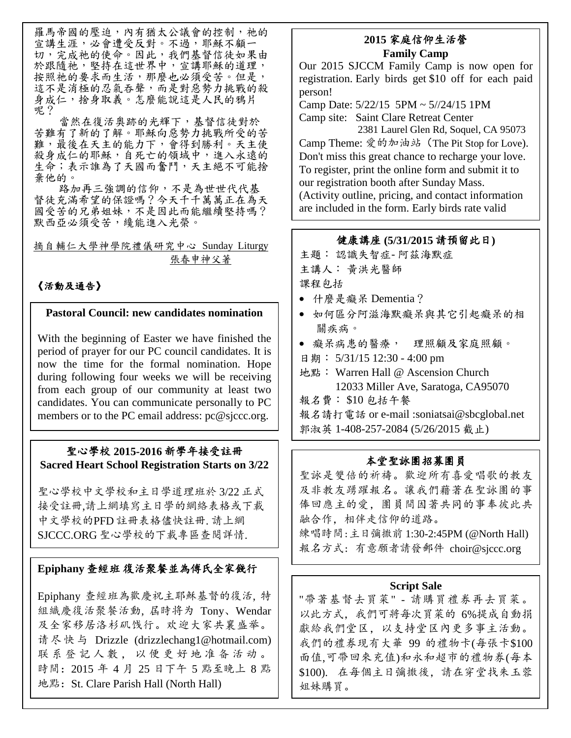羅馬帝國的壓迫，內有猶太公議會的控制，祂的宣講生涯，必會遭受反對。不過，耶穌不顧一切，完成祂的使命。因此，我們基督信徒如果由於跟隨祂，堅持在這世界中，宣講耶穌的道理，按照祂的要求而生活，那麼也必須受苦。但是，這不是消極的忍氣吞聲，而是對惡勢力挑戰的殺身成仁，捨身取義。怎麼能說這是人民的鴉片呢？

當然在復活奧跡的光輝下，基督信徒對於苦難有了新的了解。耶穌向惡勢力挑戰所受的苦難，最後在天主的能力下，會得到勝利。天主使殺身成仁的耶穌，自死亡的領域中，進入永遠的生命；表示誰為了天國而奮鬥，天主絕不可能捨棄他的。

路加再三強調的信仰，不是為世世代代基督徒充滿希望的保證嗎？今天千千萬萬正在為天國受苦的兄弟姐妹，不是因此而能繼續堅持嗎？默西亞必須受苦，纔能進入光榮。

摘自輔仁大學神學院禮儀研究中心 Sunday Liturgy 張春申神父著

**《活動及通告》**

### Pastoral Council: new candidates nomination

With the beginning of Easter we have finished the period of prayer for our PC council candidates. It is now the time for the formal nomination. Hope during following four weeks we will be receiving from each group of our community at least two candidates. You can communicate personally to PC members or to the PC email address: pc@sjccc.org.

### 聖心學校 2015-2016 新學年接受註冊
### Sacred Heart School Registration Starts on 3/22

聖心學校中文學校和主日學道理班於 3/22 正式接受註冊,請上網填寫主日學的網絡表格或下載中文學校的PFD 註冊表格儘快註冊. 請上網 SJCCC.ORG 聖心學校的下載專區查閱詳情.

### Epiphany 查經班 復活聚餐並為傅氏全家餞行

Epiphany 查經班為歡慶祝主耶穌基督的復活, 特組織慶復活聚餐活動, 屆時將为 Tony、Wendar 及全家移居洛杉矶饯行。欢迎大家共襄盛举。请尽快与 Drizzle (drizzlechang1@hotmail.com) 联系登記人數，以便更好地准备活动。
時間: 2015 年 4 月 25 日下午 5 點至晚上 8 點
地點: St. Clare Parish Hall (North Hall)

### 2015 家庭信仰生活營
### Family Camp

Our 2015 SJCCM Family Camp is now open for registration. Early birds get $10 off for each paid person!

Camp Date: 5/22/15 5PM ~ 5//24/15 1PM
Camp site: Saint Clare Retreat Center
2381 Laurel Glen Rd, Soquel, CA 95073
Camp Theme: 愛的加油站 (The Pit Stop for Love). Don't miss this great chance to recharge your love. To register, print the online form and submit it to our registration booth after Sunday Mass. (Activity outline, pricing, and contact information are included in the form. Early birds rate valid

### 健康講座 (5/31/2015 請預留此日)

主題： 認識失智症- 阿茲海默症
主講人： 黃洪光醫師
課程包括

- 什麼是癡呆 Dementia？
- 如何區分阿滋海默癡呆與其它引起癡呆的相關疾病。
- 癡呆病患的醫療， 理照顧及家庭照顧。

日期： 5/31/15 12:30 - 4:00 pm
地點： Warren Hall @ Ascension Church
12033 Miller Ave, Saratoga, CA95070
報名費： $10 包括午餐
報名請打電話 or e-mail :soniatsai@sbcglobal.net
郭淑英 1-408-257-2084 (5/26/2015 截止)

### 本堂聖詠團招募團員

聖詠是雙倍的祈禱。歡迎所有喜愛唱歌的教友及非教友踴躍報名。讓我們藉著在聖詠團的事奉回應主的愛，團員間因著共同的事奉彼此共融合作，相伴走信仰的道路。
練唱時間:主日彌撒前 1:30-2:45PM (@North Hall)
報名方式: 有意願者請發郵件 choir@sjccc.org

### Script Sale

"帶著基督去買菜" - 請購買禮券再去買菜。以此方式，我們可將每次買菜的 6%提成自動捐獻給我們堂区，以支持堂区內更多事主活動。我們的禮券現有大華 99 的禮物卡(每張卡$100 面值,可帶回來充值)和永和超市的禮物券(每本 $100). 在每個主日彌撒後，請在穿堂找朱玉蓉姐妹購買。